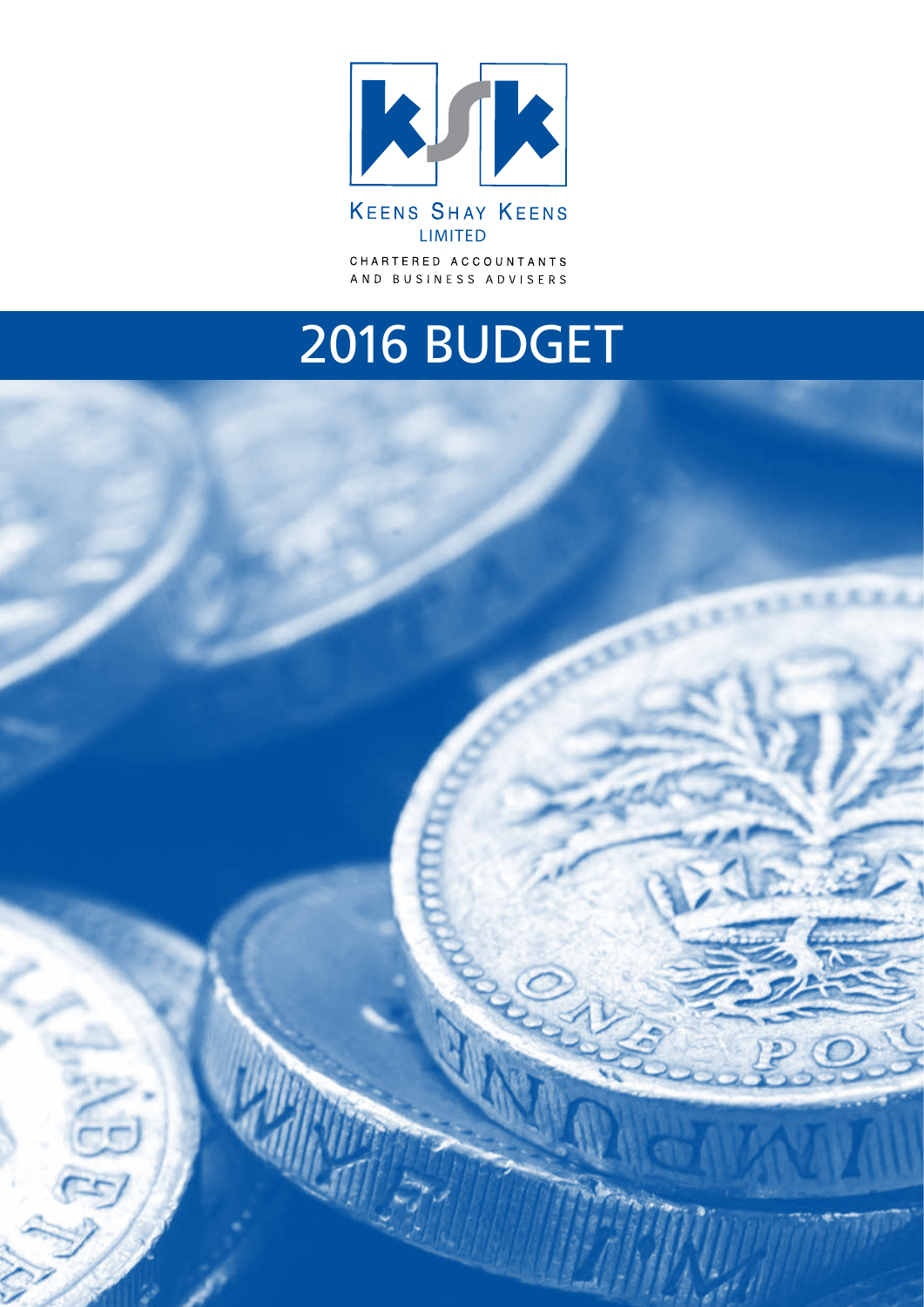KEENS SHAY KEENS
LIMITED

CHARTERED ACCOUNTANTS
AND BUSINESS ADVISERS

# 2016 BUDGET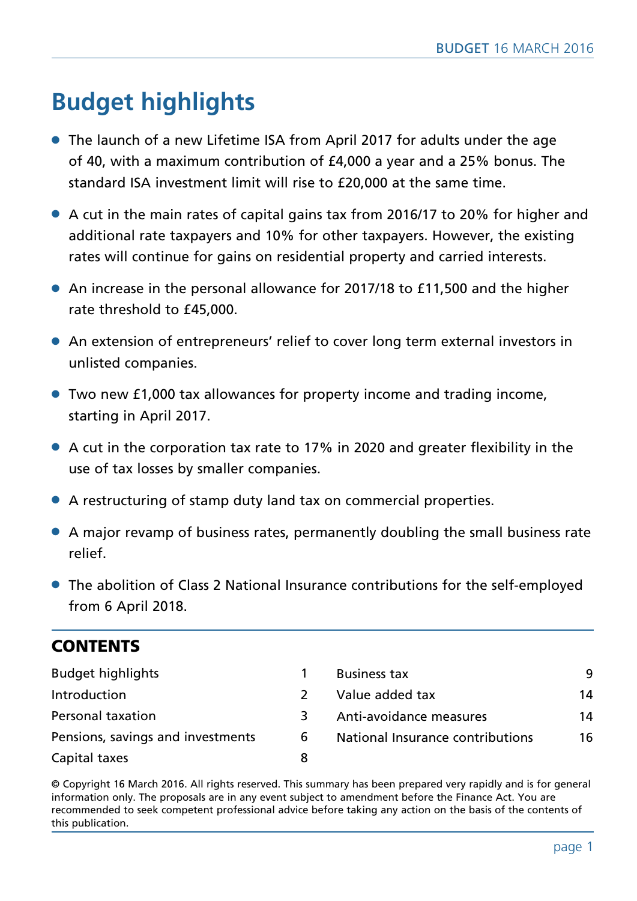# Budget highlights

- The launch of a new Lifetime ISA from April 2017 for adults under the age of 40, with a maximum contribution of £4,000 a year and a 25% bonus. The standard ISA investment limit will rise to £20,000 at the same time.
- A cut in the main rates of capital gains tax from 2016/17 to 20% for higher and additional rate taxpayers and 10% for other taxpayers. However, the existing rates will continue for gains on residential property and carried interests.
- An increase in the personal allowance for 2017/18 to £11,500 and the higher rate threshold to £45,000.
- An extension of entrepreneurs' relief to cover long term external investors in unlisted companies.
- Two new £1,000 tax allowances for property income and trading income, starting in April 2017.
- A cut in the corporation tax rate to 17% in 2020 and greater flexibility in the use of tax losses by smaller companies.
- A restructuring of stamp duty land tax on commercial properties.
- A major revamp of business rates, permanently doubling the small business rate relief.
- The abolition of Class 2 National Insurance contributions for the self-employed from 6 April 2018.

## CONTENTS

| | |
|---|---|
| Budget highlights | 1 |
| Introduction | 2 |
| Personal taxation | 3 |
| Pensions, savings and investments | 6 |
| Capital taxes | 8 |
| Business tax | 9 |
| Value added tax | 14 |
| Anti-avoidance measures | 14 |
| National Insurance contributions | 16 |

© Copyright 16 March 2016. All rights reserved. This summary has been prepared very rapidly and is for general information only. The proposals are in any event subject to amendment before the Finance Act. You are recommended to seek competent professional advice before taking any action on the basis of the contents of this publication.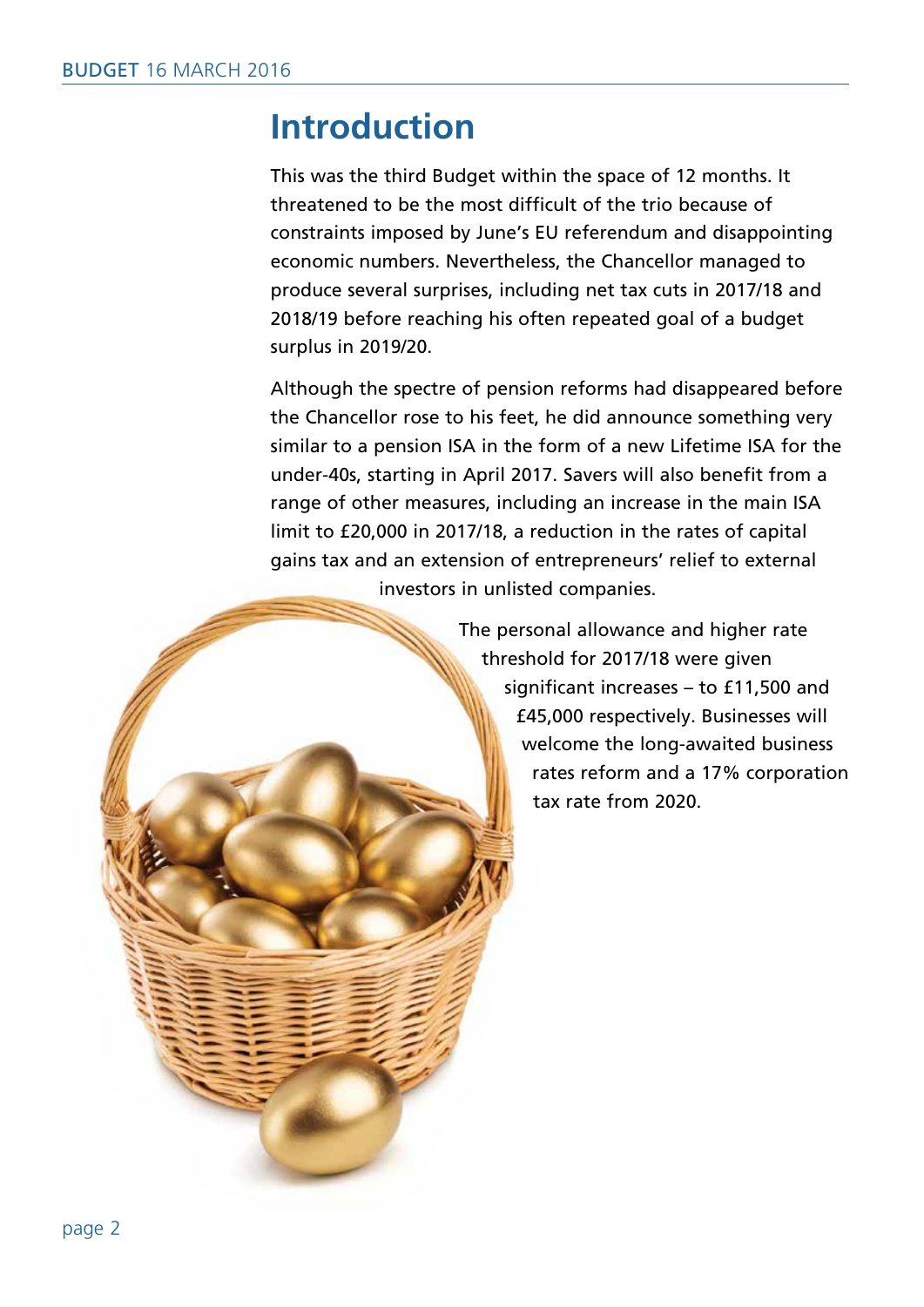# Introduction

This was the third Budget within the space of 12 months. It threatened to be the most difficult of the trio because of constraints imposed by June's EU referendum and disappointing economic numbers. Nevertheless, the Chancellor managed to produce several surprises, including net tax cuts in 2017/18 and 2018/19 before reaching his often repeated goal of a budget surplus in 2019/20.

Although the spectre of pension reforms had disappeared before the Chancellor rose to his feet, he did announce something very similar to a pension ISA in the form of a new Lifetime ISA for the under-40s, starting in April 2017. Savers will also benefit from a range of other measures, including an increase in the main ISA limit to £20,000 in 2017/18, a reduction in the rates of capital gains tax and an extension of entrepreneurs' relief to external investors in unlisted companies.

The personal allowance and higher rate threshold for 2017/18 were given significant increases – to £11,500 and £45,000 respectively. Businesses will welcome the long-awaited business rates reform and a 17% corporation tax rate from 2020.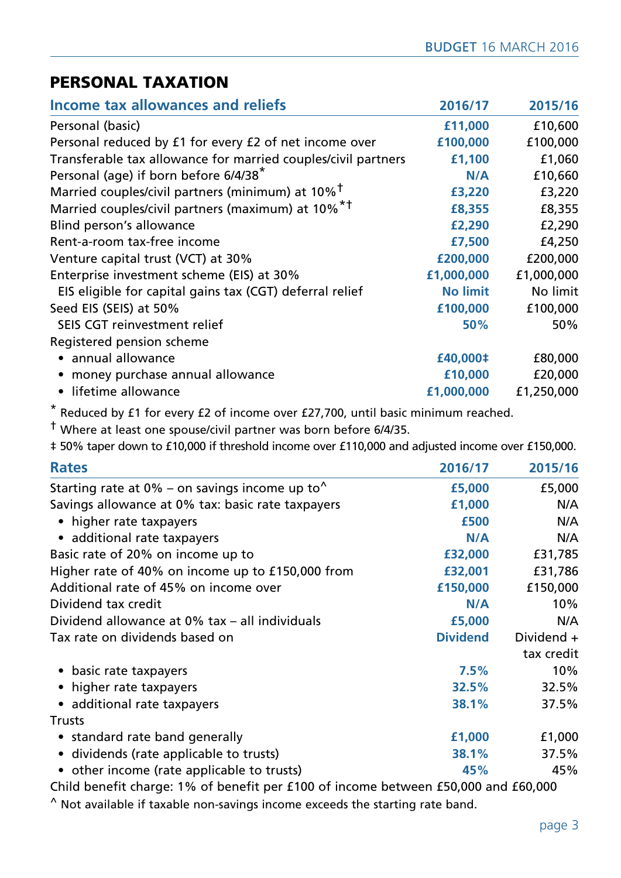# PERSONAL TAXATION

| Income tax allowances and reliefs | 2016/17 | 2015/16 |
|---|---|---|
| Personal (basic) | £11,000 | £10,600 |
| Personal reduced by £1 for every £2 of net income over | £100,000 | £100,000 |
| Transferable tax allowance for married couples/civil partners | £1,100 | £1,060 |
| Personal (age) if born before 6/4/38* | N/A | £10,660 |
| Married couples/civil partners (minimum) at 10%† | £3,220 | £3,220 |
| Married couples/civil partners (maximum) at 10%*† | £8,355 | £8,355 |
| Blind person's allowance | £2,290 | £2,290 |
| Rent-a-room tax-free income | £7,500 | £4,250 |
| Venture capital trust (VCT) at 30% | £200,000 | £200,000 |
| Enterprise investment scheme (EIS) at 30% | £1,000,000 | £1,000,000 |
| EIS eligible for capital gains tax (CGT) deferral relief | No limit | No limit |
| Seed EIS (SEIS) at 50% | £100,000 | £100,000 |
| SEIS CGT reinvestment relief | 50% | 50% |
| Registered pension scheme | | |
| • annual allowance | £40,000‡ | £80,000 |
| • money purchase annual allowance | £10,000 | £20,000 |
| • lifetime allowance | £1,000,000 | £1,250,000 |

* Reduced by £1 for every £2 of income over £27,700, until basic minimum reached.

† Where at least one spouse/civil partner was born before 6/4/35.

‡ 50% taper down to £10,000 if threshold income over £110,000 and adjusted income over £150,000.

| Rates | 2016/17 | 2015/16 |
|---|---|---|
| Starting rate at 0% – on savings income up to^ | £5,000 | £5,000 |
| Savings allowance at 0% tax: basic rate taxpayers | £1,000 | N/A |
| • higher rate taxpayers | £500 | N/A |
| • additional rate taxpayers | N/A | N/A |
| Basic rate of 20% on income up to | £32,000 | £31,785 |
| Higher rate of 40% on income up to £150,000 from | £32,001 | £31,786 |
| Additional rate of 45% on income over | £150,000 | £150,000 |
| Dividend tax credit | N/A | 10% |
| Dividend allowance at 0% tax – all individuals | £5,000 | N/A |
| Tax rate on dividends based on | Dividend | Dividend + tax credit |
| • basic rate taxpayers | 7.5% | 10% |
| • higher rate taxpayers | 32.5% | 32.5% |
| • additional rate taxpayers | 38.1% | 37.5% |
| Trusts | | |
| • standard rate band generally | £1,000 | £1,000 |
| • dividends (rate applicable to trusts) | 38.1% | 37.5% |
| • other income (rate applicable to trusts) | 45% | 45% |

Child benefit charge: 1% of benefit per £100 of income between £50,000 and £60,000

^ Not available if taxable non-savings income exceeds the starting rate band.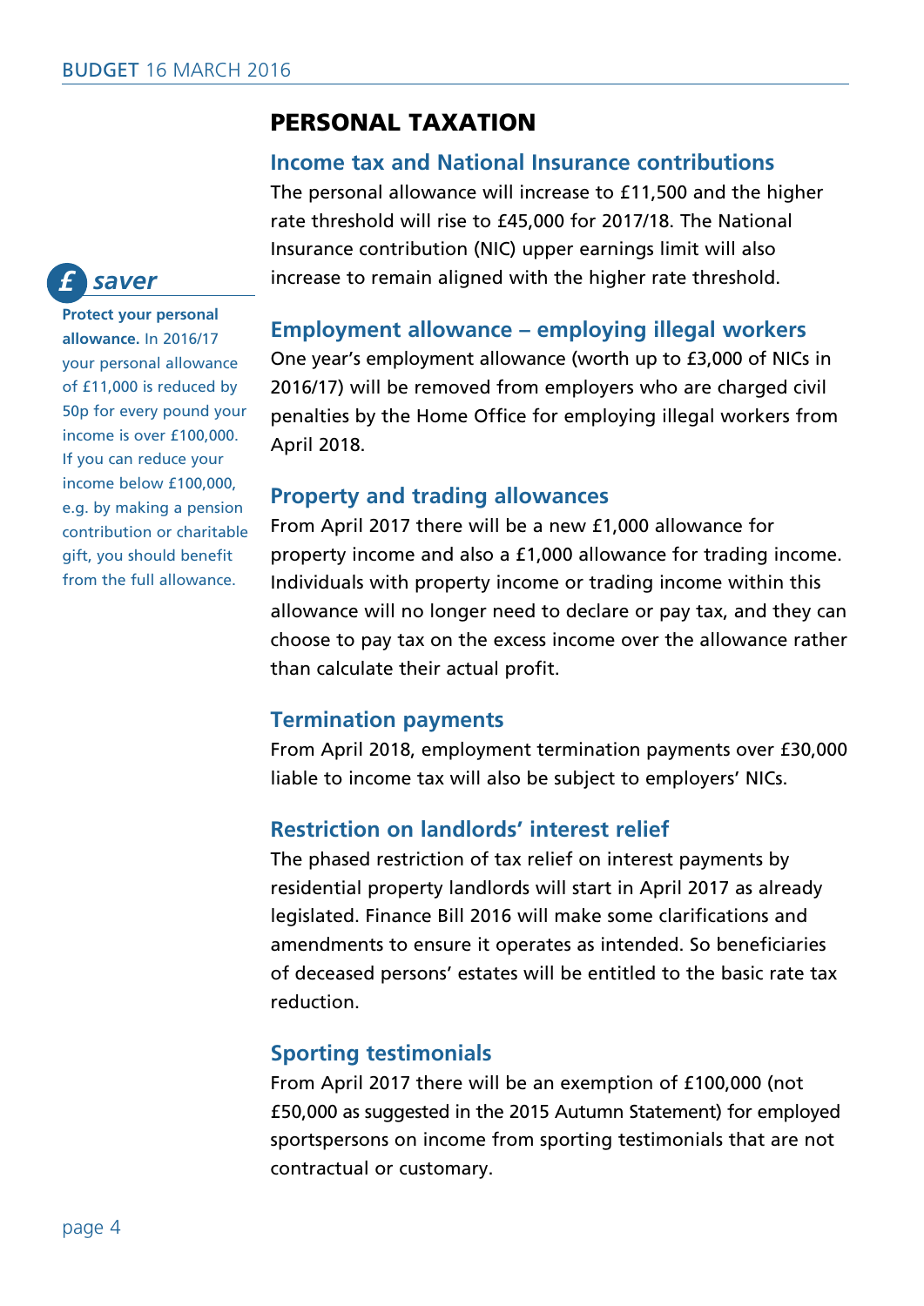# PERSONAL TAXATION

## Income tax and National Insurance contributions

The personal allowance will increase to £11,500 and the higher rate threshold will rise to £45,000 for 2017/18. The National Insurance contribution (NIC) upper earnings limit will also increase to remain aligned with the higher rate threshold.

> **£ saver**
>
> **Protect your personal allowance.** In 2016/17 your personal allowance of £11,000 is reduced by 50p for every pound your income is over £100,000. If you can reduce your income below £100,000, e.g. by making a pension contribution or charitable gift, you should benefit from the full allowance.

## Employment allowance – employing illegal workers

One year's employment allowance (worth up to £3,000 of NICs in 2016/17) will be removed from employers who are charged civil penalties by the Home Office for employing illegal workers from April 2018.

## Property and trading allowances

From April 2017 there will be a new £1,000 allowance for property income and also a £1,000 allowance for trading income. Individuals with property income or trading income within this allowance will no longer need to declare or pay tax, and they can choose to pay tax on the excess income over the allowance rather than calculate their actual profit.

## Termination payments

From April 2018, employment termination payments over £30,000 liable to income tax will also be subject to employers' NICs.

## Restriction on landlords' interest relief

The phased restriction of tax relief on interest payments by residential property landlords will start in April 2017 as already legislated. Finance Bill 2016 will make some clarifications and amendments to ensure it operates as intended. So beneficiaries of deceased persons' estates will be entitled to the basic rate tax reduction.

## Sporting testimonials

From April 2017 there will be an exemption of £100,000 (not £50,000 as suggested in the 2015 Autumn Statement) for employed sportspersons on income from sporting testimonials that are not contractual or customary.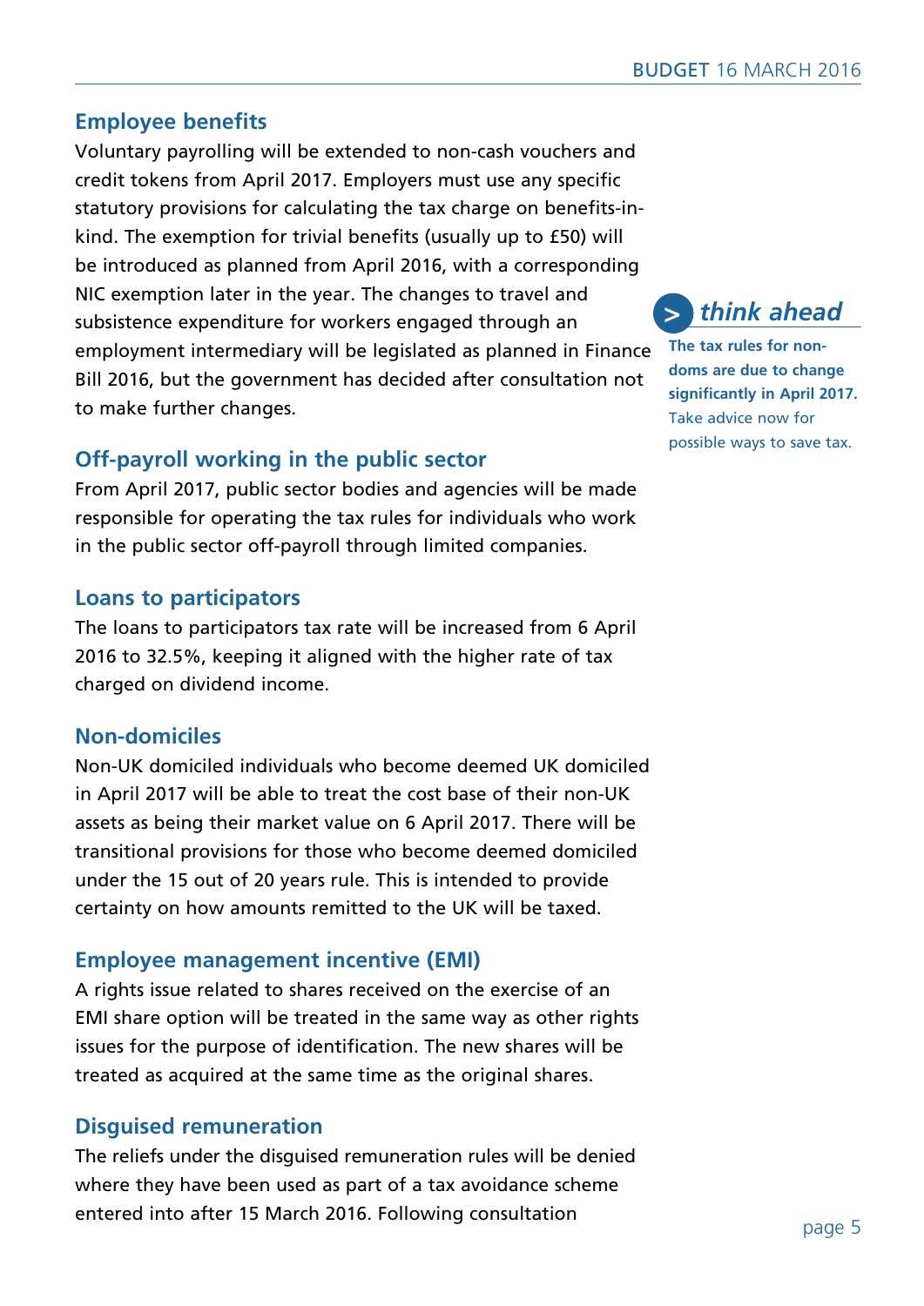## Employee benefits

Voluntary payrolling will be extended to non-cash vouchers and credit tokens from April 2017. Employers must use any specific statutory provisions for calculating the tax charge on benefits-in-kind. The exemption for trivial benefits (usually up to £50) will be introduced as planned from April 2016, with a corresponding NIC exemption later in the year. The changes to travel and subsistence expenditure for workers engaged through an employment intermediary will be legislated as planned in Finance Bill 2016, but the government has decided after consultation not to make further changes.

> **think ahead**
>
> **The tax rules for non-doms are due to change significantly in April 2017.** Take advice now for possible ways to save tax.

## Off-payroll working in the public sector

From April 2017, public sector bodies and agencies will be made responsible for operating the tax rules for individuals who work in the public sector off-payroll through limited companies.

## Loans to participators

The loans to participators tax rate will be increased from 6 April 2016 to 32.5%, keeping it aligned with the higher rate of tax charged on dividend income.

## Non-domiciles

Non-UK domiciled individuals who become deemed UK domiciled in April 2017 will be able to treat the cost base of their non-UK assets as being their market value on 6 April 2017. There will be transitional provisions for those who become deemed domiciled under the 15 out of 20 years rule. This is intended to provide certainty on how amounts remitted to the UK will be taxed.

## Employee management incentive (EMI)

A rights issue related to shares received on the exercise of an EMI share option will be treated in the same way as other rights issues for the purpose of identification. The new shares will be treated as acquired at the same time as the original shares.

## Disguised remuneration

The reliefs under the disguised remuneration rules will be denied where they have been used as part of a tax avoidance scheme entered into after 15 March 2016. Following consultation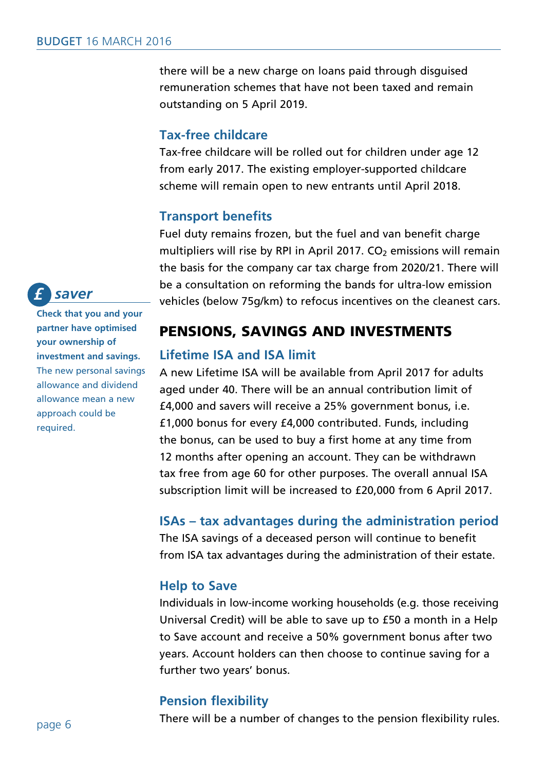there will be a new charge on loans paid through disguised remuneration schemes that have not been taxed and remain outstanding on 5 April 2019.

### Tax-free childcare

Tax-free childcare will be rolled out for children under age 12 from early 2017. The existing employer-supported childcare scheme will remain open to new entrants until April 2018.

### Transport benefits

Fuel duty remains frozen, but the fuel and van benefit charge multipliers will rise by RPI in April 2017. $CO_2$ emissions will remain the basis for the company car tax charge from 2020/21. There will be a consultation on reforming the bands for ultra-low emission vehicles (below 75g/km) to refocus incentives on the cleanest cars.

> **£ saver**
>
> **Check that you and your partner have optimised your ownership of investment and savings.** The new personal savings allowance and dividend allowance mean a new approach could be required.

## PENSIONS, SAVINGS AND INVESTMENTS

### Lifetime ISA and ISA limit

A new Lifetime ISA will be available from April 2017 for adults aged under 40. There will be an annual contribution limit of £4,000 and savers will receive a 25% government bonus, i.e. £1,000 bonus for every £4,000 contributed. Funds, including the bonus, can be used to buy a first home at any time from 12 months after opening an account. They can be withdrawn tax free from age 60 for other purposes. The overall annual ISA subscription limit will be increased to £20,000 from 6 April 2017.

### ISAs – tax advantages during the administration period

The ISA savings of a deceased person will continue to benefit from ISA tax advantages during the administration of their estate.

### Help to Save

Individuals in low-income working households (e.g. those receiving Universal Credit) will be able to save up to £50 a month in a Help to Save account and receive a 50% government bonus after two years. Account holders can then choose to continue saving for a further two years' bonus.

### Pension flexibility

There will be a number of changes to the pension flexibility rules.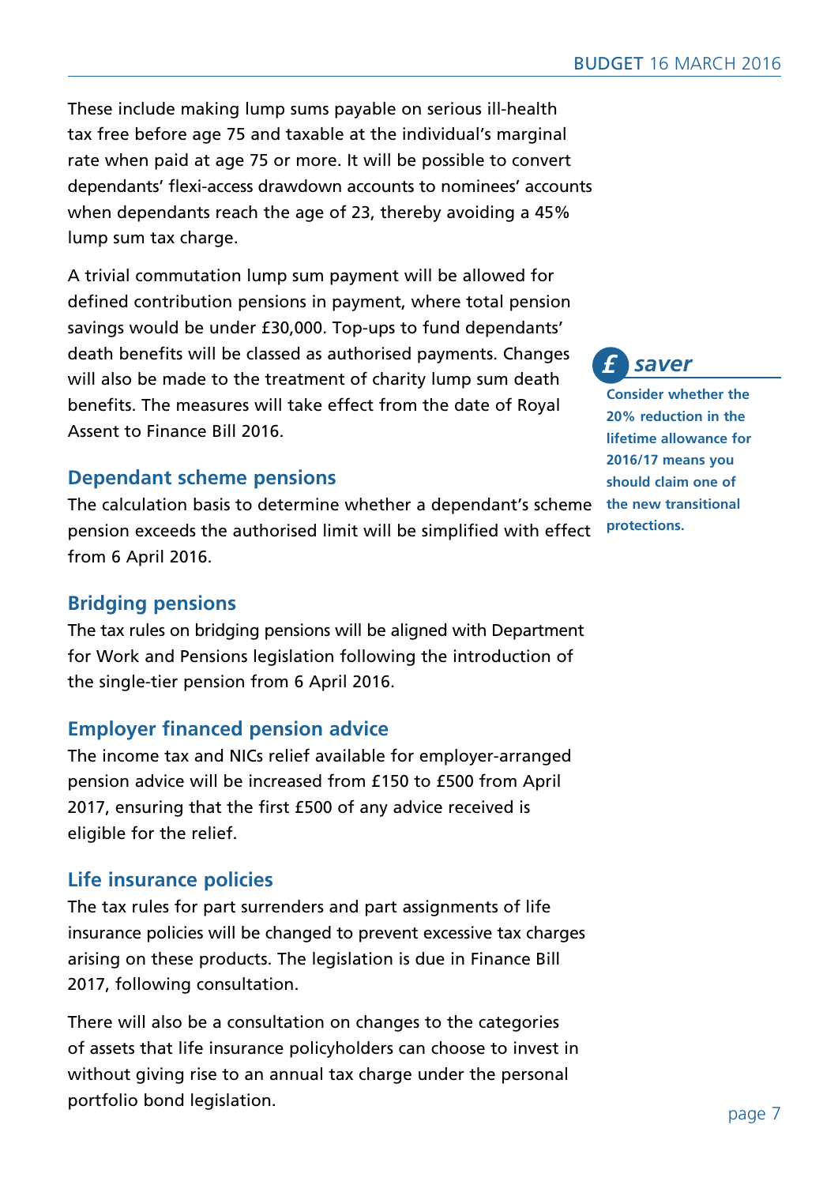These include making lump sums payable on serious ill-health tax free before age 75 and taxable at the individual's marginal rate when paid at age 75 or more. It will be possible to convert dependants' flexi-access drawdown accounts to nominees' accounts when dependants reach the age of 23, thereby avoiding a 45% lump sum tax charge.

A trivial commutation lump sum payment will be allowed for defined contribution pensions in payment, where total pension savings would be under £30,000. Top-ups to fund dependants' death benefits will be classed as authorised payments. Changes will also be made to the treatment of charity lump sum death benefits. The measures will take effect from the date of Royal Assent to Finance Bill 2016.

> **£ saver**
>
> **Consider whether the 20% reduction in the lifetime allowance for 2016/17 means you should claim one of the new transitional protections.**

### Dependant scheme pensions

The calculation basis to determine whether a dependant's scheme pension exceeds the authorised limit will be simplified with effect from 6 April 2016.

### Bridging pensions

The tax rules on bridging pensions will be aligned with Department for Work and Pensions legislation following the introduction of the single-tier pension from 6 April 2016.

### Employer financed pension advice

The income tax and NICs relief available for employer-arranged pension advice will be increased from £150 to £500 from April 2017, ensuring that the first £500 of any advice received is eligible for the relief.

### Life insurance policies

The tax rules for part surrenders and part assignments of life insurance policies will be changed to prevent excessive tax charges arising on these products. The legislation is due in Finance Bill 2017, following consultation.

There will also be a consultation on changes to the categories of assets that life insurance policyholders can choose to invest in without giving rise to an annual tax charge under the personal portfolio bond legislation.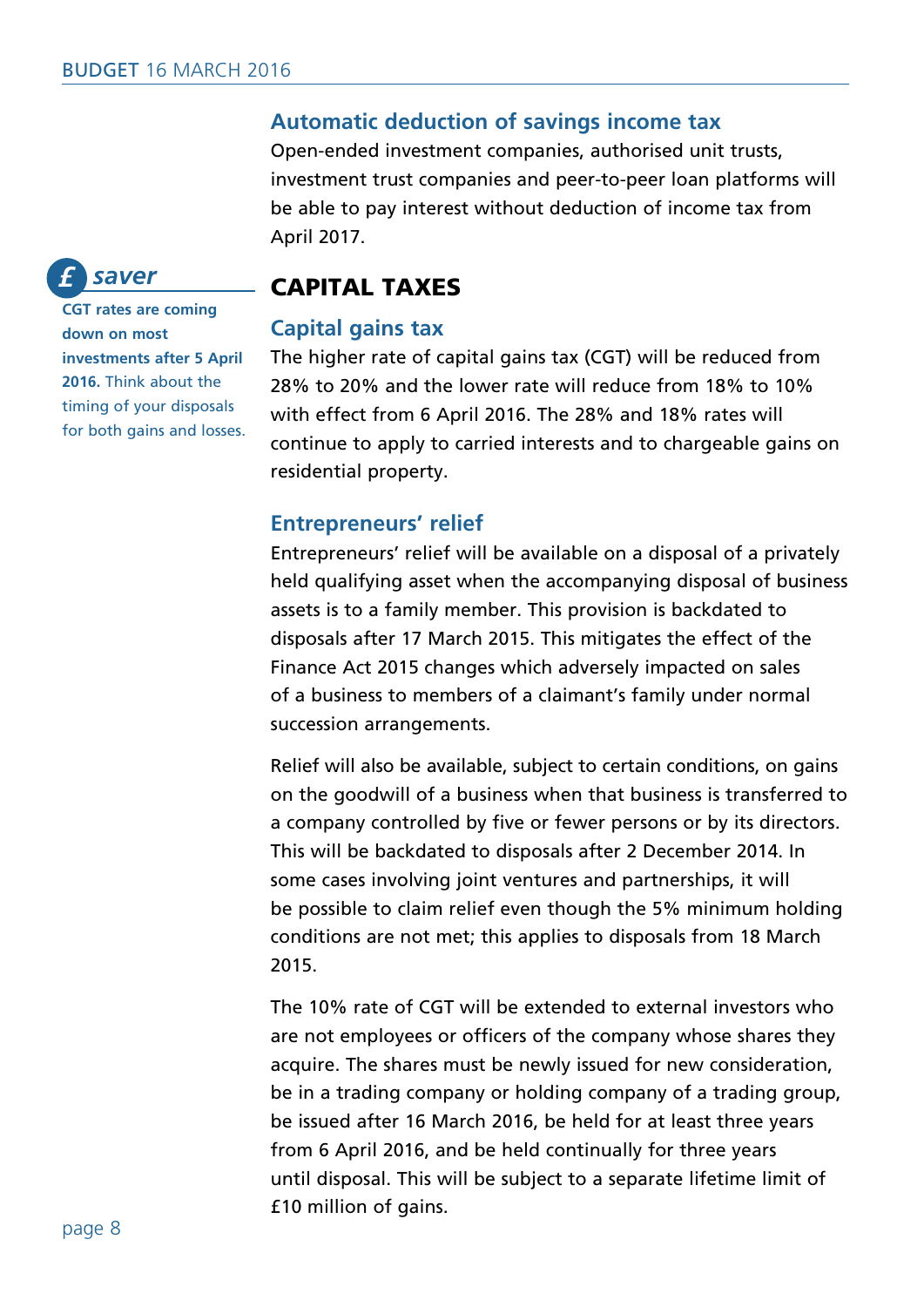### Automatic deduction of savings income tax

Open-ended investment companies, authorised unit trusts, investment trust companies and peer-to-peer loan platforms will be able to pay interest without deduction of income tax from April 2017.

**£ saver**

**CGT rates are coming down on most investments after 5 April 2016.** Think about the timing of your disposals for both gains and losses.

## CAPITAL TAXES

### Capital gains tax

The higher rate of capital gains tax (CGT) will be reduced from 28% to 20% and the lower rate will reduce from 18% to 10% with effect from 6 April 2016. The 28% and 18% rates will continue to apply to carried interests and to chargeable gains on residential property.

### Entrepreneurs' relief

Entrepreneurs' relief will be available on a disposal of a privately held qualifying asset when the accompanying disposal of business assets is to a family member. This provision is backdated to disposals after 17 March 2015. This mitigates the effect of the Finance Act 2015 changes which adversely impacted on sales of a business to members of a claimant's family under normal succession arrangements.

Relief will also be available, subject to certain conditions, on gains on the goodwill of a business when that business is transferred to a company controlled by five or fewer persons or by its directors. This will be backdated to disposals after 2 December 2014. In some cases involving joint ventures and partnerships, it will be possible to claim relief even though the 5% minimum holding conditions are not met; this applies to disposals from 18 March 2015.

The 10% rate of CGT will be extended to external investors who are not employees or officers of the company whose shares they acquire. The shares must be newly issued for new consideration, be in a trading company or holding company of a trading group, be issued after 16 March 2016, be held for at least three years from 6 April 2016, and be held continually for three years until disposal. This will be subject to a separate lifetime limit of £10 million of gains.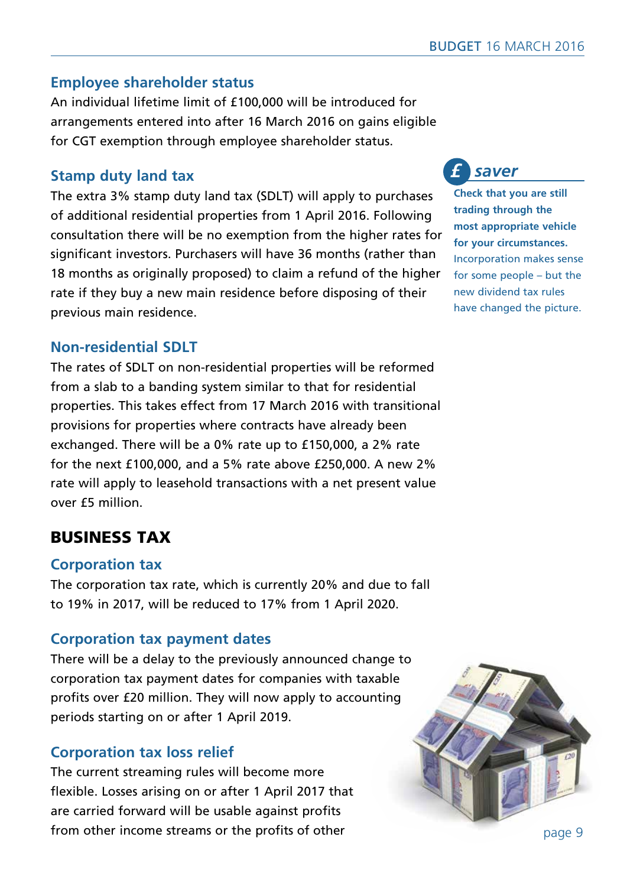## Employee shareholder status

An individual lifetime limit of £100,000 will be introduced for arrangements entered into after 16 March 2016 on gains eligible for CGT exemption through employee shareholder status.

## Stamp duty land tax

The extra 3% stamp duty land tax (SDLT) will apply to purchases of additional residential properties from 1 April 2016. Following consultation there will be no exemption from the higher rates for significant investors. Purchasers will have 36 months (rather than 18 months as originally proposed) to claim a refund of the higher rate if they buy a new main residence before disposing of their previous main residence.

**£ saver**

**Check that you are still trading through the most appropriate vehicle for your circumstances.** Incorporation makes sense for some people – but the new dividend tax rules have changed the picture.

## Non-residential SDLT

The rates of SDLT on non-residential properties will be reformed from a slab to a banding system similar to that for residential properties. This takes effect from 17 March 2016 with transitional provisions for properties where contracts have already been exchanged. There will be a 0% rate up to £150,000, a 2% rate for the next £100,000, and a 5% rate above £250,000. A new 2% rate will apply to leasehold transactions with a net present value over £5 million.

# BUSINESS TAX

## Corporation tax

The corporation tax rate, which is currently 20% and due to fall to 19% in 2017, will be reduced to 17% from 1 April 2020.

## Corporation tax payment dates

There will be a delay to the previously announced change to corporation tax payment dates for companies with taxable profits over £20 million. They will now apply to accounting periods starting on or after 1 April 2019.

## Corporation tax loss relief

The current streaming rules will become more flexible. Losses arising on or after 1 April 2017 that are carried forward will be usable against profits from other income streams or the profits of other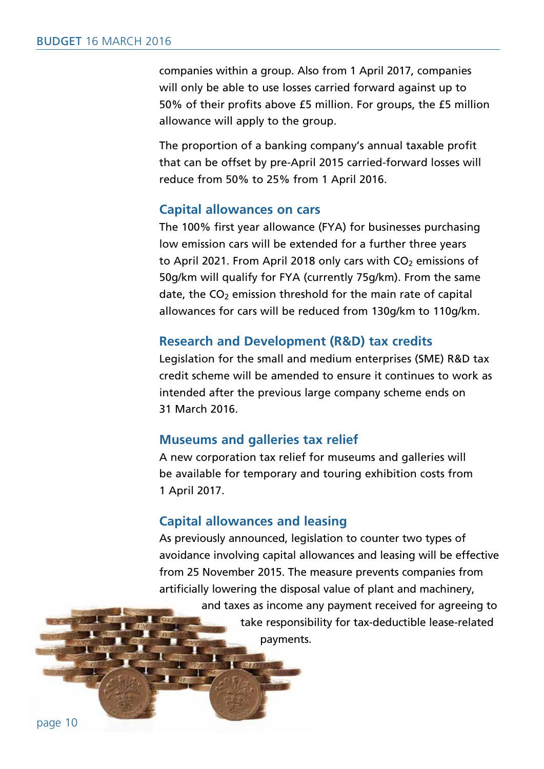companies within a group. Also from 1 April 2017, companies will only be able to use losses carried forward against up to 50% of their profits above £5 million. For groups, the £5 million allowance will apply to the group.

The proportion of a banking company's annual taxable profit that can be offset by pre-April 2015 carried-forward losses will reduce from 50% to 25% from 1 April 2016.

## Capital allowances on cars

The 100% first year allowance (FYA) for businesses purchasing low emission cars will be extended for a further three years to April 2021. From April 2018 only cars with $CO_2$ emissions of 50g/km will qualify for FYA (currently 75g/km). From the same date, the $CO_2$ emission threshold for the main rate of capital allowances for cars will be reduced from 130g/km to 110g/km.

## Research and Development (R&D) tax credits

Legislation for the small and medium enterprises (SME) R&D tax credit scheme will be amended to ensure it continues to work as intended after the previous large company scheme ends on 31 March 2016.

## Museums and galleries tax relief

A new corporation tax relief for museums and galleries will be available for temporary and touring exhibition costs from 1 April 2017.

## Capital allowances and leasing

As previously announced, legislation to counter two types of avoidance involving capital allowances and leasing will be effective from 25 November 2015. The measure prevents companies from artificially lowering the disposal value of plant and machinery, and taxes as income any payment received for agreeing to take responsibility for tax-deductible lease-related payments.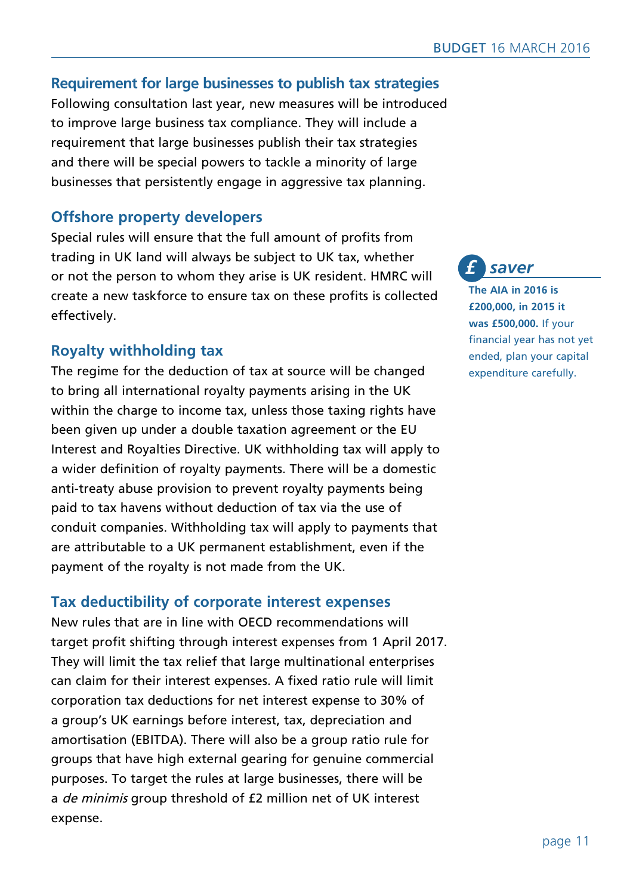## Requirement for large businesses to publish tax strategies

Following consultation last year, new measures will be introduced to improve large business tax compliance. They will include a requirement that large businesses publish their tax strategies and there will be special powers to tackle a minority of large businesses that persistently engage in aggressive tax planning.

## Offshore property developers

Special rules will ensure that the full amount of profits from trading in UK land will always be subject to UK tax, whether or not the person to whom they arise is UK resident. HMRC will create a new taskforce to ensure tax on these profits is collected effectively.

> **£ saver**
>
> **The AIA in 2016 is £200,000, in 2015 it was £500,000.** If your financial year has not yet ended, plan your capital expenditure carefully.

## Royalty withholding tax

The regime for the deduction of tax at source will be changed to bring all international royalty payments arising in the UK within the charge to income tax, unless those taxing rights have been given up under a double taxation agreement or the EU Interest and Royalties Directive. UK withholding tax will apply to a wider definition of royalty payments. There will be a domestic anti-treaty abuse provision to prevent royalty payments being paid to tax havens without deduction of tax via the use of conduit companies. Withholding tax will apply to payments that are attributable to a UK permanent establishment, even if the payment of the royalty is not made from the UK.

## Tax deductibility of corporate interest expenses

New rules that are in line with OECD recommendations will target profit shifting through interest expenses from 1 April 2017. They will limit the tax relief that large multinational enterprises can claim for their interest expenses. A fixed ratio rule will limit corporation tax deductions for net interest expense to 30% of a group's UK earnings before interest, tax, depreciation and amortisation (EBITDA). There will also be a group ratio rule for groups that have high external gearing for genuine commercial purposes. To target the rules at large businesses, there will be a *de minimis* group threshold of £2 million net of UK interest expense.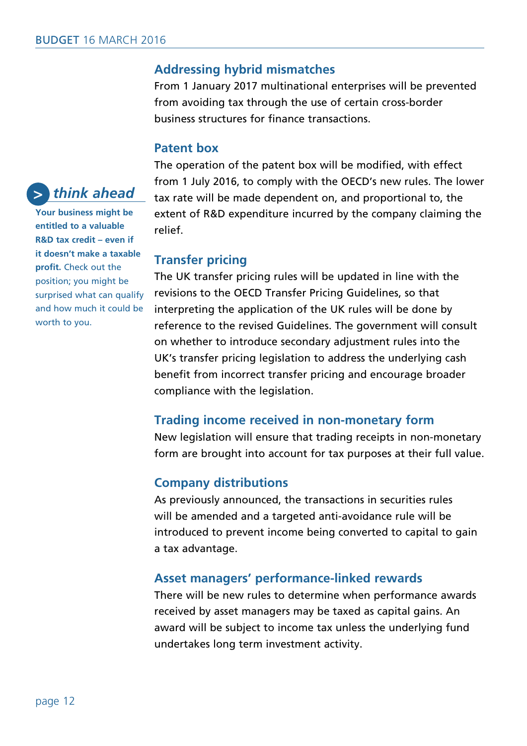## Addressing hybrid mismatches

From 1 January 2017 multinational enterprises will be prevented from avoiding tax through the use of certain cross-border business structures for finance transactions.

## Patent box

The operation of the patent box will be modified, with effect from 1 July 2016, to comply with the OECD's new rules. The lower tax rate will be made dependent on, and proportional to, the extent of R&D expenditure incurred by the company claiming the relief.

> *think ahead*
>
> **Your business might be entitled to a valuable R&D tax credit – even if it doesn't make a taxable profit.** Check out the position; you might be surprised what can qualify and how much it could be worth to you.

## Transfer pricing

The UK transfer pricing rules will be updated in line with the revisions to the OECD Transfer Pricing Guidelines, so that interpreting the application of the UK rules will be done by reference to the revised Guidelines. The government will consult on whether to introduce secondary adjustment rules into the UK's transfer pricing legislation to address the underlying cash benefit from incorrect transfer pricing and encourage broader compliance with the legislation.

## Trading income received in non-monetary form

New legislation will ensure that trading receipts in non-monetary form are brought into account for tax purposes at their full value.

## Company distributions

As previously announced, the transactions in securities rules will be amended and a targeted anti-avoidance rule will be introduced to prevent income being converted to capital to gain a tax advantage.

## Asset managers' performance-linked rewards

There will be new rules to determine when performance awards received by asset managers may be taxed as capital gains. An award will be subject to income tax unless the underlying fund undertakes long term investment activity.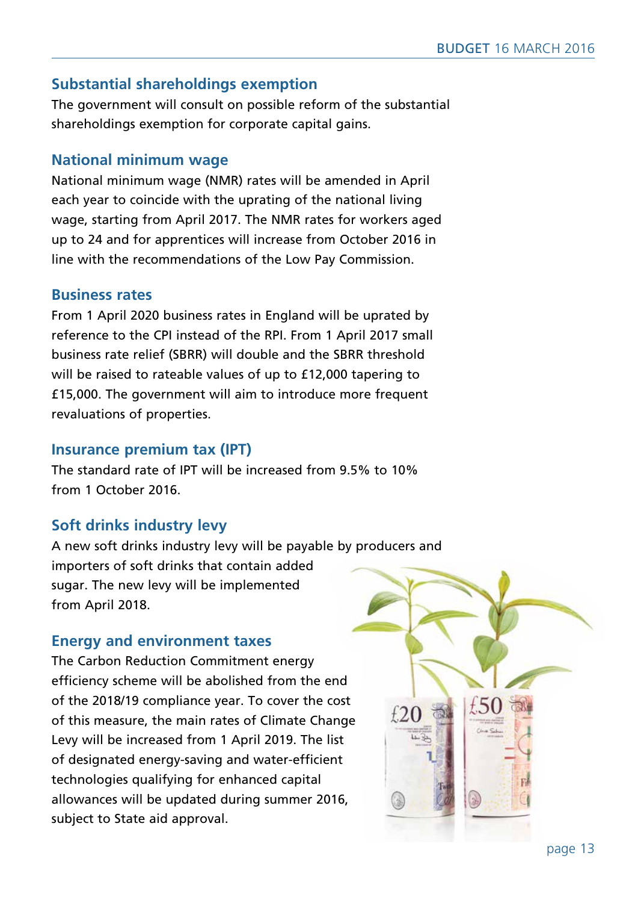## Substantial shareholdings exemption

The government will consult on possible reform of the substantial shareholdings exemption for corporate capital gains.

## National minimum wage

National minimum wage (NMR) rates will be amended in April each year to coincide with the uprating of the national living wage, starting from April 2017. The NMR rates for workers aged up to 24 and for apprentices will increase from October 2016 in line with the recommendations of the Low Pay Commission.

## Business rates

From 1 April 2020 business rates in England will be uprated by reference to the CPI instead of the RPI. From 1 April 2017 small business rate relief (SBRR) will double and the SBRR threshold will be raised to rateable values of up to £12,000 tapering to £15,000. The government will aim to introduce more frequent revaluations of properties.

## Insurance premium tax (IPT)

The standard rate of IPT will be increased from 9.5% to 10% from 1 October 2016.

## Soft drinks industry levy

A new soft drinks industry levy will be payable by producers and importers of soft drinks that contain added sugar. The new levy will be implemented from April 2018.

## Energy and environment taxes

The Carbon Reduction Commitment energy efficiency scheme will be abolished from the end of the 2018/19 compliance year. To cover the cost of this measure, the main rates of Climate Change Levy will be increased from 1 April 2019. The list of designated energy-saving and water-efficient technologies qualifying for enhanced capital allowances will be updated during summer 2016, subject to State aid approval.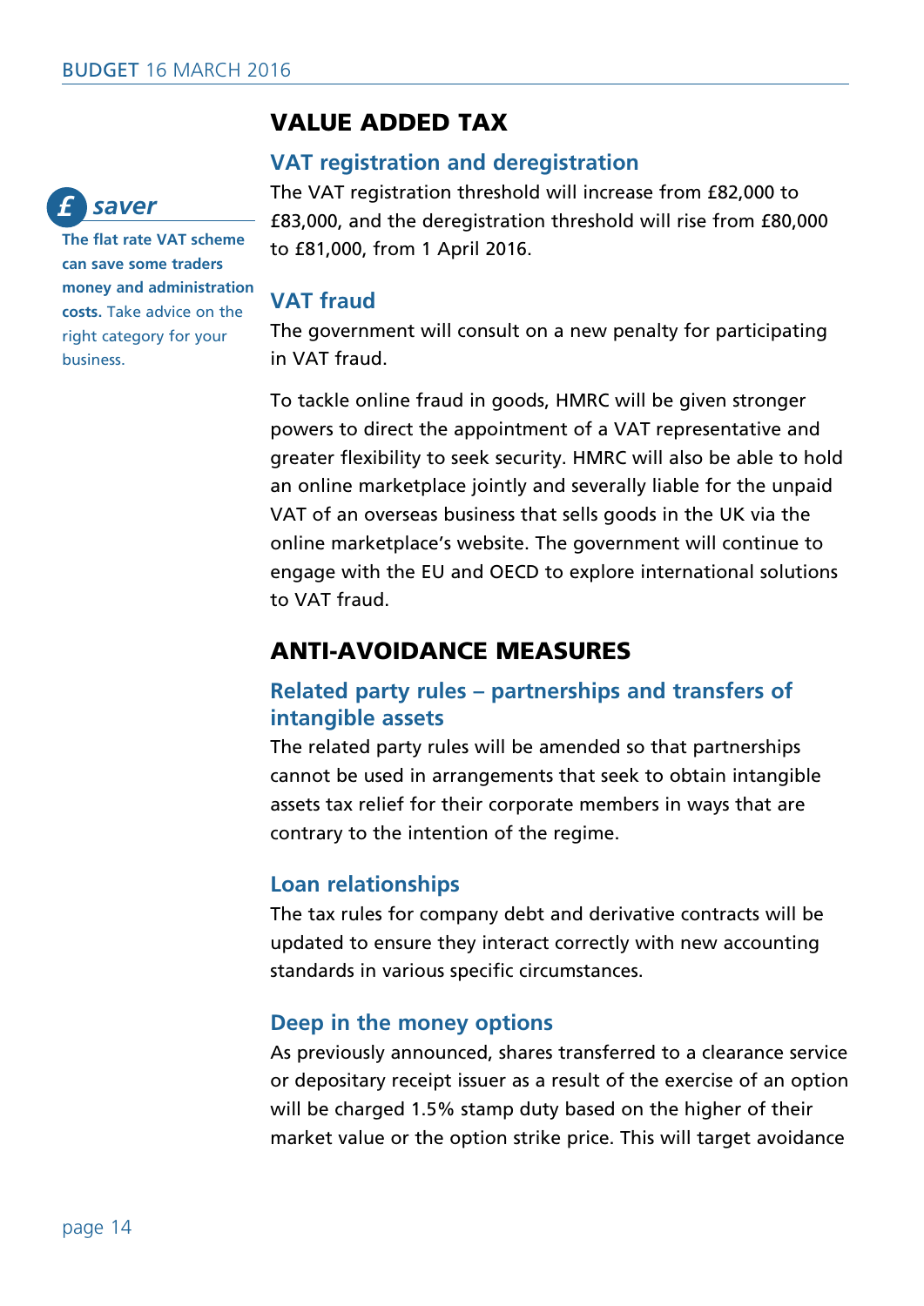## VALUE ADDED TAX

### VAT registration and deregistration

The VAT registration threshold will increase from £82,000 to £83,000, and the deregistration threshold will rise from £80,000 to £81,000, from 1 April 2016.

> **£ saver**
>
> **The flat rate VAT scheme can save some traders money and administration costs.** Take advice on the right category for your business.

### VAT fraud

The government will consult on a new penalty for participating in VAT fraud.

To tackle online fraud in goods, HMRC will be given stronger powers to direct the appointment of a VAT representative and greater flexibility to seek security. HMRC will also be able to hold an online marketplace jointly and severally liable for the unpaid VAT of an overseas business that sells goods in the UK via the online marketplace's website. The government will continue to engage with the EU and OECD to explore international solutions to VAT fraud.

## ANTI-AVOIDANCE MEASURES

### Related party rules – partnerships and transfers of intangible assets

The related party rules will be amended so that partnerships cannot be used in arrangements that seek to obtain intangible assets tax relief for their corporate members in ways that are contrary to the intention of the regime.

### Loan relationships

The tax rules for company debt and derivative contracts will be updated to ensure they interact correctly with new accounting standards in various specific circumstances.

### Deep in the money options

As previously announced, shares transferred to a clearance service or depositary receipt issuer as a result of the exercise of an option will be charged 1.5% stamp duty based on the higher of their market value or the option strike price. This will target avoidance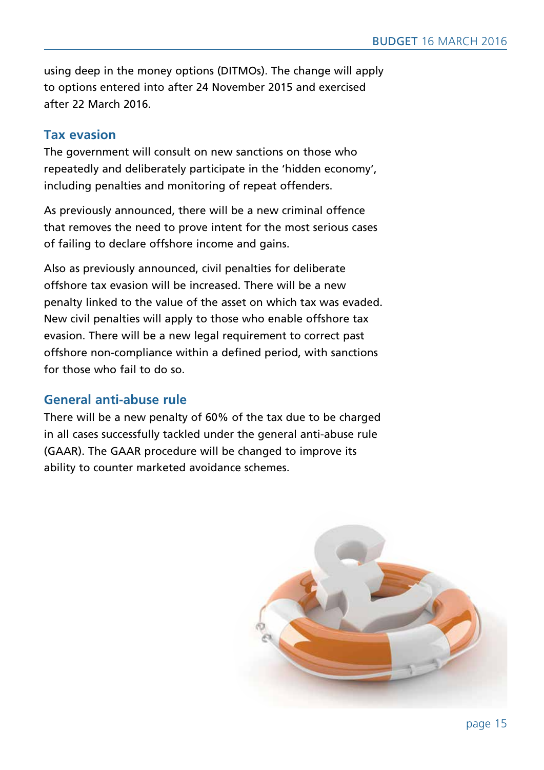using deep in the money options (DITMOs). The change will apply to options entered into after 24 November 2015 and exercised after 22 March 2016.

## Tax evasion

The government will consult on new sanctions on those who repeatedly and deliberately participate in the 'hidden economy', including penalties and monitoring of repeat offenders.

As previously announced, there will be a new criminal offence that removes the need to prove intent for the most serious cases of failing to declare offshore income and gains.

Also as previously announced, civil penalties for deliberate offshore tax evasion will be increased. There will be a new penalty linked to the value of the asset on which tax was evaded. New civil penalties will apply to those who enable offshore tax evasion. There will be a new legal requirement to correct past offshore non-compliance within a defined period, with sanctions for those who fail to do so.

## General anti-abuse rule

There will be a new penalty of 60% of the tax due to be charged in all cases successfully tackled under the general anti-abuse rule (GAAR). The GAAR procedure will be changed to improve its ability to counter marketed avoidance schemes.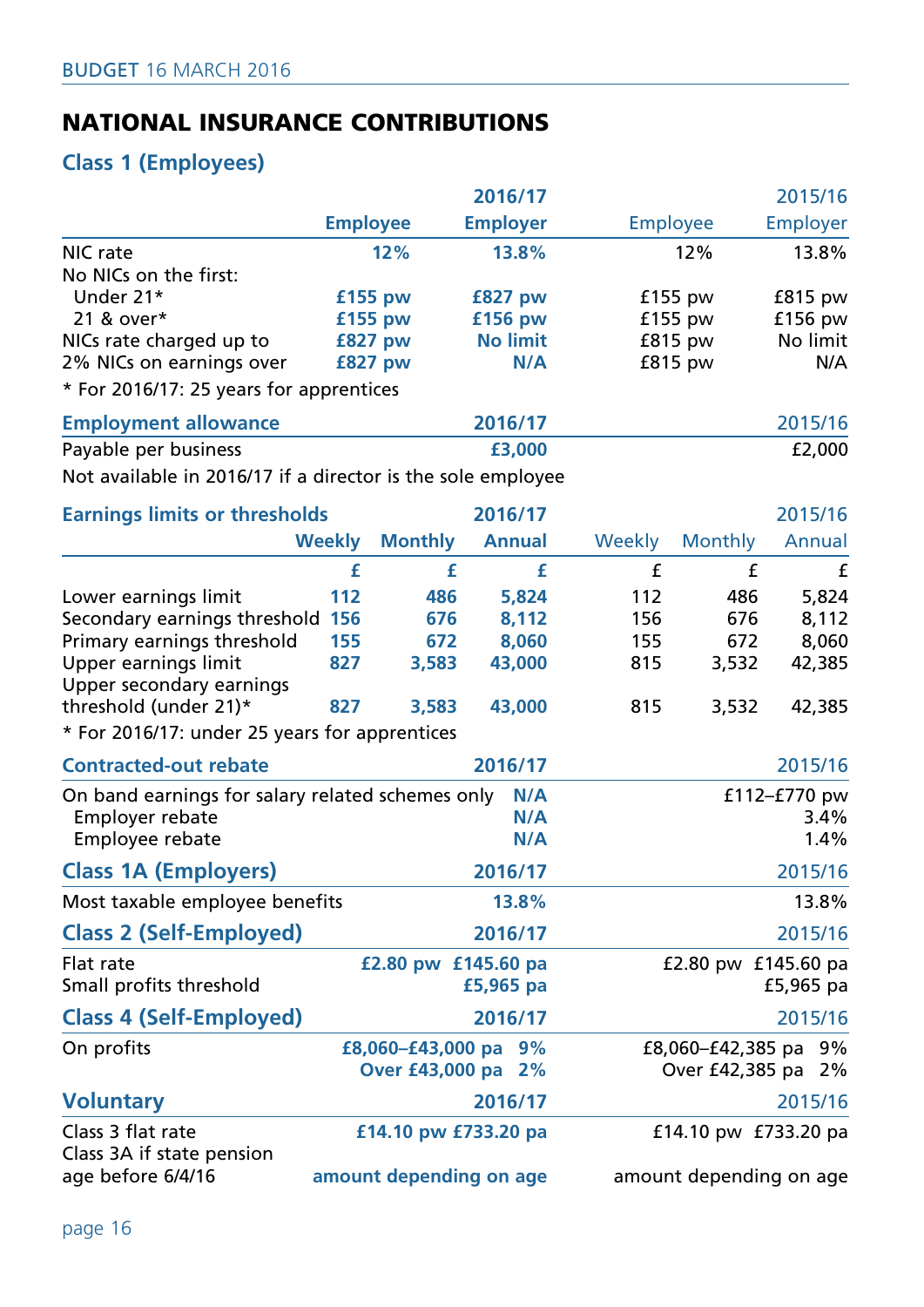# NATIONAL INSURANCE CONTRIBUTIONS

## Class 1 (Employees)

| | 2016/17 Employee | 2016/17 Employer | 2015/16 Employee | 2015/16 Employer |
|---|---|---|---|---|
| NIC rate | 12% | 13.8% | 12% | 13.8% |
| No NICs on the first: | | | | |
| Under 21* | £155 pw | £827 pw | £155 pw | £815 pw |
| 21 & over* | £155 pw | £156 pw | £155 pw | £156 pw |
| NICs rate charged up to | £827 pw | No limit | £815 pw | No limit |
| 2% NICs on earnings over | £827 pw | N/A | £815 pw | N/A |

\* For 2016/17: 25 years for apprentices

| Employment allowance | 2016/17 | 2015/16 |
|---|---|---|
| Payable per business | £3,000 | £2,000 |

Not available in 2016/17 if a director is the sole employee

| Earnings limits or thresholds | 2016/17 Weekly £ | 2016/17 Monthly £ | 2016/17 Annual £ | 2015/16 Weekly £ | 2015/16 Monthly £ | 2015/16 Annual £ |
|---|---|---|---|---|---|---|
| Lower earnings limit | 112 | 486 | 5,824 | 112 | 486 | 5,824 |
| Secondary earnings threshold | 156 | 676 | 8,112 | 156 | 676 | 8,112 |
| Primary earnings threshold | 155 | 672 | 8,060 | 155 | 672 | 8,060 |
| Upper earnings limit | 827 | 3,583 | 43,000 | 815 | 3,532 | 42,385 |
| Upper secondary earnings threshold (under 21)* | 827 | 3,583 | 43,000 | 815 | 3,532 | 42,385 |

\* For 2016/17: under 25 years for apprentices

| Contracted-out rebate | 2016/17 | 2015/16 |
|---|---|---|
| On band earnings for salary related schemes only | N/A | £112–£770 pw |
| Employer rebate | N/A | 3.4% |
| Employee rebate | N/A | 1.4% |

## Class 1A (Employers)

| | 2016/17 | 2015/16 |
|---|---|---|
| Most taxable employee benefits | 13.8% | 13.8% |

## Class 2 (Self-Employed)

| | 2016/17 | 2015/16 |
|---|---|---|
| Flat rate | £2.80 pw £145.60 pa | £2.80 pw £145.60 pa |
| Small profits threshold | £5,965 pa | £5,965 pa |

## Class 4 (Self-Employed)

| | 2016/17 | 2015/16 |
|---|---|---|
| On profits | £8,060–£43,000 pa 9% | £8,060–£42,385 pa 9% |
| | Over £43,000 pa 2% | Over £42,385 pa 2% |

## Voluntary

| | 2016/17 | 2015/16 |
|---|---|---|
| Class 3 flat rate | £14.10 pw £733.20 pa | £14.10 pw £733.20 pa |
| Class 3A if state pension age before 6/4/16 | amount depending on age | amount depending on age |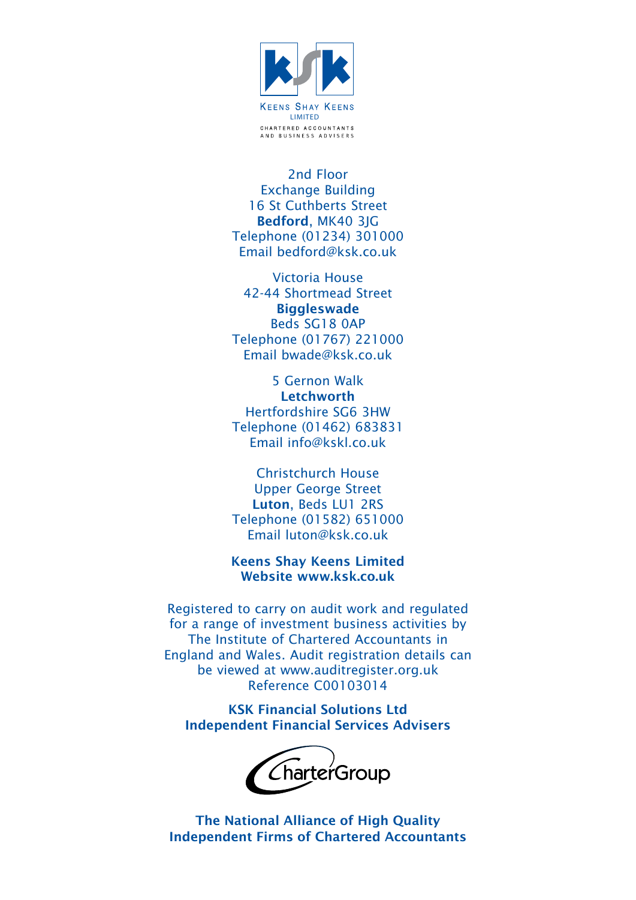KEENS SHAY KEENS
LIMITED
CHARTERED ACCOUNTANTS
AND BUSINESS ADVISERS

2nd Floor
Exchange Building
16 St Cuthberts Street
**Bedford**, MK40 3JG
Telephone (01234) 301000
Email bedford@ksk.co.uk

Victoria House
42-44 Shortmead Street
**Biggleswade**
Beds SG18 0AP
Telephone (01767) 221000
Email bwade@ksk.co.uk

5 Gernon Walk
**Letchworth**
Hertfordshire SG6 3HW
Telephone (01462) 683831
Email info@kskl.co.uk

Christchurch House
Upper George Street
**Luton**, Beds LU1 2RS
Telephone (01582) 651000
Email luton@ksk.co.uk

**Keens Shay Keens Limited**
**Website www.ksk.co.uk**

Registered to carry on audit work and regulated for a range of investment business activities by The Institute of Chartered Accountants in England and Wales. Audit registration details can be viewed at www.auditregister.org.uk Reference C00103014

**KSK Financial Solutions Ltd**
**Independent Financial Services Advisers**

CharterGroup

**The National Alliance of High Quality Independent Firms of Chartered Accountants**